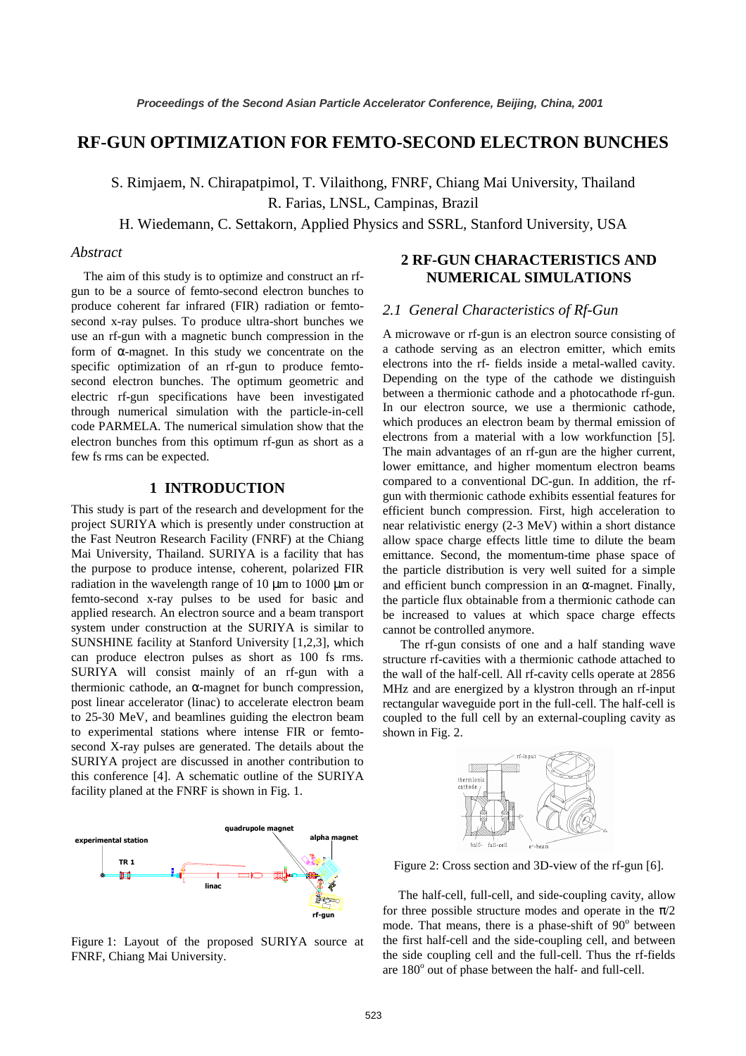# RF-GUN OPTIMIZATION FOR FEMTO-SECOND ELECTRON BUNCHES

S. Rimjaem, N. Chirapatpimol, T. Vilaithong, FNRF, Chiang Mai University, Thailand
R. Farias, LNSL, Campinas, Brazil
H. Wiedemann, C. Settakorn, Applied Physics and SSRL, Stanford University, USA

## *Abstract*

The aim of this study is to optimize and construct an rf-gun to be a source of femto-second electron bunches to produce coherent far infrared (FIR) radiation or femto-second x-ray pulses. To produce ultra-short bunches we use an rf-gun with a magnetic bunch compression in the form of α-magnet. In this study we concentrate on the specific optimization of an rf-gun to produce femto-second electron bunches. The optimum geometric and electric rf-gun specifications have been investigated through numerical simulation with the particle-in-cell code PARMELA. The numerical simulation show that the electron bunches from this optimum rf-gun as short as a few fs rms can be expected.

## 1 INTRODUCTION

This study is part of the research and development for the project SURIYA which is presently under construction at the Fast Neutron Research Facility (FNRF) at the Chiang Mai University, Thailand. SURIYA is a facility that has the purpose to produce intense, coherent, polarized FIR radiation in the wavelength range of 10 μm to 1000 μm or femto-second x-ray pulses to be used for basic and applied research. An electron source and a beam transport system under construction at the SURIYA is similar to SUNSHINE facility at Stanford University [1,2,3], which can produce electron pulses as short as 100 fs rms. SURIYA will consist mainly of an rf-gun with a thermionic cathode, an α-magnet for bunch compression, post linear accelerator (linac) to accelerate electron beam to 25-30 MeV, and beamlines guiding the electron beam to experimental stations where intense FIR or femto-second X-ray pulses are generated. The details about the SURIYA project are discussed in another contribution to this conference [4]. A schematic outline of the SURIYA facility planed at the FNRF is shown in Fig. 1.

Figure 1: Layout of the proposed SURIYA source at FNRF, Chiang Mai University.

## 2 RF-GUN CHARACTERISTICS AND NUMERICAL SIMULATIONS

### *2.1 General Characteristics of Rf-Gun*

A microwave or rf-gun is an electron source consisting of a cathode serving as an electron emitter, which emits electrons into the rf- fields inside a metal-walled cavity. Depending on the type of the cathode we distinguish between a thermionic cathode and a photocathode rf-gun. In our electron source, we use a thermionic cathode, which produces an electron beam by thermal emission of electrons from a material with a low workfunction [5]. The main advantages of an rf-gun are the higher current, lower emittance, and higher momentum electron beams compared to a conventional DC-gun. In addition, the rf-gun with thermionic cathode exhibits essential features for efficient bunch compression. First, high acceleration to near relativistic energy (2-3 MeV) within a short distance allow space charge effects little time to dilute the beam emittance. Second, the momentum-time phase space of the particle distribution is very well suited for a simple and efficient bunch compression in an α-magnet. Finally, the particle flux obtainable from a thermionic cathode can be increased to values at which space charge effects cannot be controlled anymore.

The rf-gun consists of one and a half standing wave structure rf-cavities with a thermionic cathode attached to the wall of the half-cell. All rf-cavity cells operate at 2856 MHz and are energized by a klystron through an rf-input rectangular waveguide port in the full-cell. The half-cell is coupled to the full cell by an external-coupling cavity as shown in Fig. 2.

Figure 2: Cross section and 3D-view of the rf-gun [6].

The half-cell, full-cell, and side-coupling cavity, allow for three possible structure modes and operate in the π/2 mode. That means, there is a phase-shift of 90° between the first half-cell and the side-coupling cell, and between the side coupling cell and the full-cell. Thus the rf-fields are 180° out of phase between the half- and full-cell.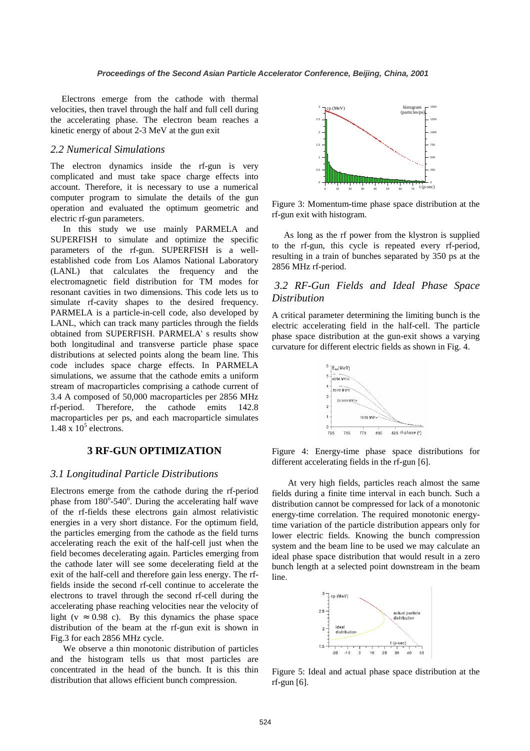Electrons emerge from the cathode with thermal velocities, then travel through the half and full cell during the accelerating phase. The electron beam reaches a kinetic energy of about 2-3 MeV at the gun exit

### 2.2 Numerical Simulations

The electron dynamics inside the rf-gun is very complicated and must take space charge effects into account. Therefore, it is necessary to use a numerical computer program to simulate the details of the gun operation and evaluated the optimum geometric and electric rf-gun parameters.

In this study we use mainly PARMELA and SUPERFISH to simulate and optimize the specific parameters of the rf-gun. SUPERFISH is a well-established code from Los Alamos National Laboratory (LANL) that calculates the frequency and the electromagnetic field distribution for TM modes for resonant cavities in two dimensions. This code lets us to simulate rf-cavity shapes to the desired frequency. PARMELA is a particle-in-cell code, also developed by LANL, which can track many particles through the fields obtained from SUPERFISH. PARMELA' s results show both longitudinal and transverse particle phase space distributions at selected points along the beam line. This code includes space charge effects. In PARMELA simulations, we assume that the cathode emits a uniform stream of macroparticles comprising a cathode current of 3.4 A composed of 50,000 macroparticles per 2856 MHz rf-period. Therefore, the cathode emits 142.8 macroparticles per ps, and each macroparticle simulates $1.48 \times 10^5$ electrons.

## 3 RF-GUN OPTIMIZATION

### 3.1 Longitudinal Particle Distributions

Electrons emerge from the cathode during the rf-period phase from $180^o$-$540^o$. During the accelerating half wave of the rf-fields these electrons gain almost relativistic energies in a very short distance. For the optimum field, the particles emerging from the cathode as the field turns accelerating reach the exit of the half-cell just when the field becomes decelerating again. Particles emerging from the cathode later will see some decelerating field at the exit of the half-cell and therefore gain less energy. The rf-fields inside the second rf-cell continue to accelerate the electrons to travel through the second rf-cell during the accelerating phase reaching velocities near the velocity of light ($v \approx 0.98$ c). By this dynamics the phase space distribution of the beam at the rf-gun exit is shown in Fig.3 for each 2856 MHz cycle.

We observe a thin monotonic distribution of particles and the histogram tells us that most particles are concentrated in the head of the bunch. It is this thin distribution that allows efficient bunch compression.

Figure 3: Momentum-time phase space distribution at the rf-gun exit with histogram.

As long as the rf power from the klystron is supplied to the rf-gun, this cycle is repeated every rf-period, resulting in a train of bunches separated by 350 ps at the 2856 MHz rf-period.

### 3.2 RF-Gun Fields and Ideal Phase Space Distribution

A critical parameter determining the limiting bunch is the electric accelerating field in the half-cell. The particle phase space distribution at the gun-exit shows a varying curvature for different electric fields as shown in Fig. 4.

Figure 4: Energy-time phase space distributions for different accelerating fields in the rf-gun [6].

At very high fields, particles reach almost the same fields during a finite time interval in each bunch. Such a distribution cannot be compressed for lack of a monotonic energy-time correlation. The required monotonic energy-time variation of the particle distribution appears only for lower electric fields. Knowing the bunch compression system and the beam line to be used we may calculate an ideal phase space distribution that would result in a zero bunch length at a selected point downstream in the beam line.

Figure 5: Ideal and actual phase space distribution at the rf-gun [6].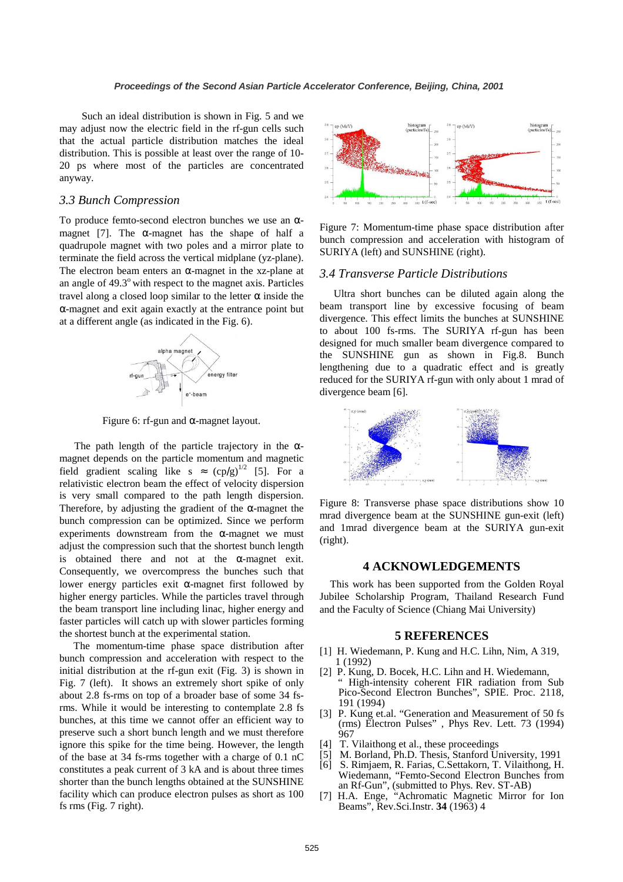Such an ideal distribution is shown in Fig. 5 and we may adjust now the electric field in the rf-gun cells such that the actual particle distribution matches the ideal distribution. This is possible at least over the range of 10-20 ps where most of the particles are concentrated anyway.

### 3.3 Bunch Compression

To produce femto-second electron bunches we use an α-magnet [7]. The α-magnet has the shape of half a quadrupole magnet with two poles and a mirror plate to terminate the field across the vertical midplane (yz-plane). The electron beam enters an α-magnet in the xz-plane at an angle of 49.3° with respect to the magnet axis. Particles travel along a closed loop similar to the letter α inside the α-magnet and exit again exactly at the entrance point but at a different angle (as indicated in the Fig. 6).

alpha magnet
rf-gun
energy filter
e⁻-beam

Figure 6: rf-gun and α-magnet layout.

The path length of the particle trajectory in the α-magnet depends on the particle momentum and magnetic field gradient scaling like $s \approx (cp/g)^{1/2}$ [5]. For a relativistic electron beam the effect of velocity dispersion is very small compared to the path length dispersion. Therefore, by adjusting the gradient of the α-magnet the bunch compression can be optimized. Since we perform experiments downstream from the α-magnet we must adjust the compression such that the shortest bunch length is obtained there and not at the α-magnet exit. Consequently, we overcompress the bunches such that lower energy particles exit α-magnet first followed by higher energy particles. While the particles travel through the beam transport line including linac, higher energy and faster particles will catch up with slower particles forming the shortest bunch at the experimental station.

The momentum-time phase space distribution after bunch compression and acceleration with respect to the initial distribution at the rf-gun exit (Fig. 3) is shown in Fig. 7 (left). It shows an extremely short spike of only about 2.8 fs-rms on top of a broader base of some 34 fs-rms. While it would be interesting to contemplate 2.8 fs bunches, at this time we cannot offer an efficient way to preserve such a short bunch length and we must therefore ignore this spike for the time being. However, the length of the base at 34 fs-rms together with a charge of 0.1 nC constitutes a peak current of 3 kA and is about three times shorter than the bunch lengths obtained at the SUNSHINE facility which can produce electron pulses as short as 100 fs rms (Fig. 7 right).

cp (MeV)
histogram (particles/fs)
t (f-sec)

Figure 7: Momentum-time phase space distribution after bunch compression and acceleration with histogram of SURIYA (left) and SUNSHINE (right).

### 3.4 Transverse Particle Distributions

Ultra short bunches can be diluted again along the beam transport line by excessive focusing of beam divergence. This effect limits the bunches at SUNSHINE to about 100 fs-rms. The SURIYA rf-gun has been designed for much smaller beam divergence compared to the SUNSHINE gun as shown in Fig.8. Bunch lengthening due to a quadratic effect and is greatly reduced for the SURIYA rf-gun with only about 1 mrad of divergence beam [6].

x,y' (mrad)
x,y (mm)

Figure 8: Transverse phase space distributions show 10 mrad divergence beam at the SUNSHINE gun-exit (left) and 1mrad divergence beam at the SURIYA gun-exit (right).

## 4 ACKNOWLEDGEMENTS

This work has been supported from the Golden Royal Jubilee Scholarship Program, Thailand Research Fund and the Faculty of Science (Chiang Mai University)

## 5 REFERENCES

[1] H. Wiedemann, P. Kung and H.C. Lihn, Nim, A 319, 1 (1992)
[2] P. Kung, D. Bocek, H.C. Lihn and H. Wiedemann, " High-intensity coherent FIR radiation from Sub Pico-Second Electron Bunches", SPIE. Proc. 2118, 191 (1994)
[3] P. Kung et.al. "Generation and Measurement of 50 fs (rms) Electron Pulses" , Phys Rev. Lett. 73 (1994) 967
[4] T. Vilaithong et al., these proceedings
[5] M. Borland, Ph.D. Thesis, Stanford University, 1991
[6] S. Rimjaem, R. Farias, C.Settakorn, T. Vilaithong, H. Wiedemann, "Femto-Second Electron Bunches from an Rf-Gun", (submitted to Phys. Rev. ST-AB)
[7] H.A. Enge, "Achromatic Magnetic Mirror for Ion Beams", Rev.Sci.Instr. **34** (1963) 4